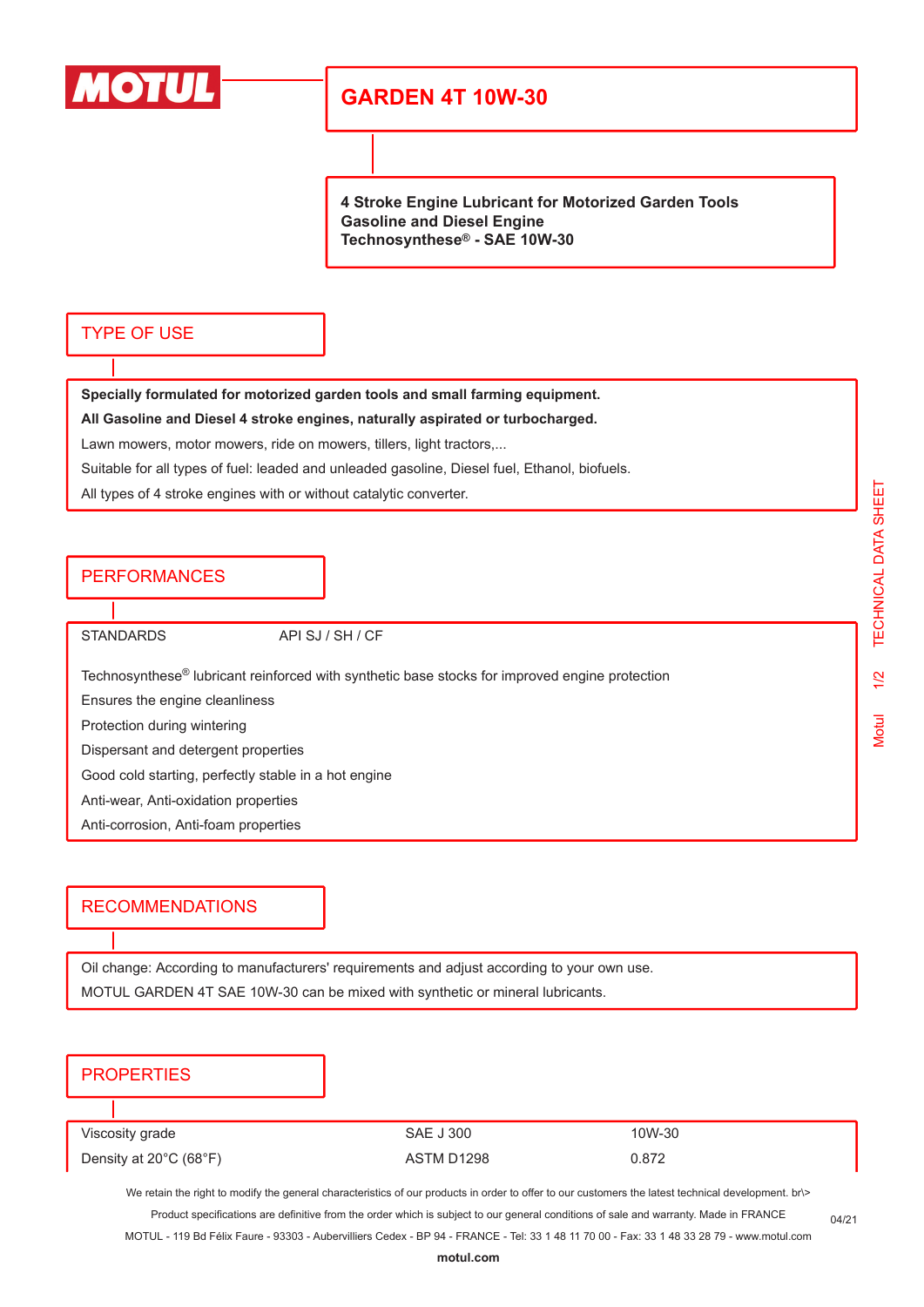MOTUL

# GARDEN 4T 10W-30

**4 Stroke Engine Lubricant for Motorized Garden Tools**
**Gasoline and Diesel Engine**
**Technosynthese® - SAE 10W-30**

## TYPE OF USE

**Specially formulated for motorized garden tools and small farming equipment.**

**All Gasoline and Diesel 4 stroke engines, naturally aspirated or turbocharged.**

Lawn mowers, motor mowers, ride on mowers, tillers, light tractors,...

Suitable for all types of fuel: leaded and unleaded gasoline, Diesel fuel, Ethanol, biofuels.

All types of 4 stroke engines with or without catalytic converter.

## PERFORMANCES

STANDARDS API SJ / SH / CF

Technosynthese® lubricant reinforced with synthetic base stocks for improved engine protection

Ensures the engine cleanliness

Protection during wintering

Dispersant and detergent properties

Good cold starting, perfectly stable in a hot engine

Anti-wear, Anti-oxidation properties

Anti-corrosion, Anti-foam properties

## RECOMMENDATIONS

Oil change: According to manufacturers' requirements and adjust according to your own use.

MOTUL GARDEN 4T SAE 10W-30 can be mixed with synthetic or mineral lubricants.

## PROPERTIES

| | | |
|---|---|---|
| Viscosity grade | SAE J 300 | 10W-30 |
| Density at 20°C (68°F) | ASTM D1298 | 0.872 |

We retain the right to modify the general characteristics of our products in order to offer to our customers the latest technical development. br\>
Product specifications are definitive from the order which is subject to our general conditions of sale and warranty. Made in FRANCE
MOTUL - 119 Bd Félix Faure - 93303 - Aubervilliers Cedex - BP 94 - FRANCE - Tel: 33 1 48 11 70 00 - Fax: 33 1 48 33 28 79 - www.motul.com

04/21

**motul.com**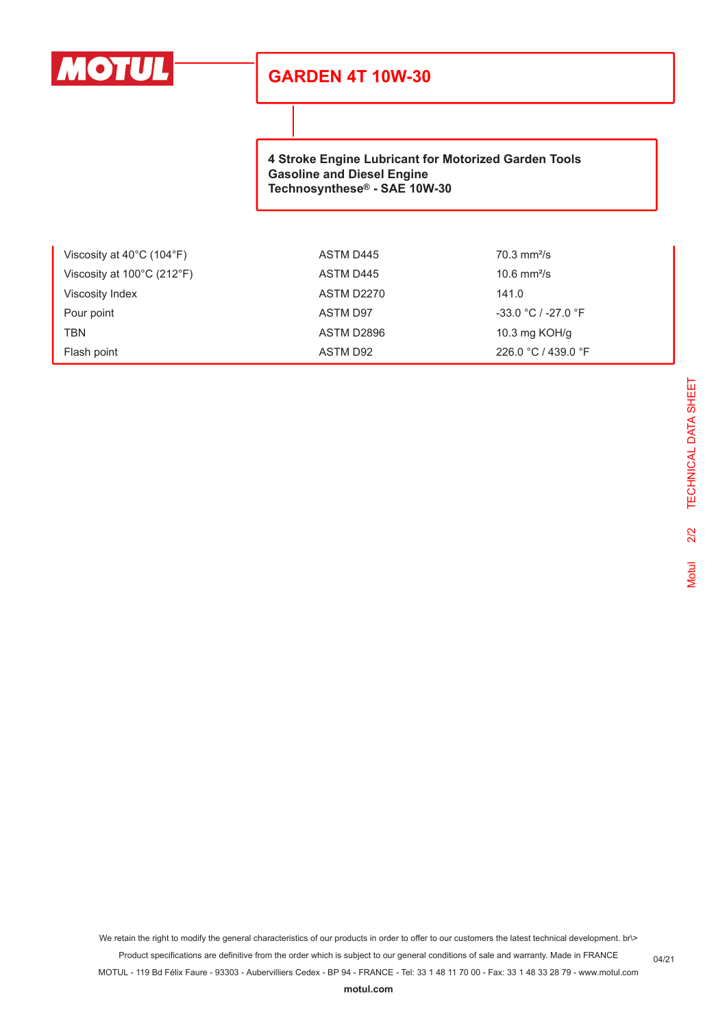# GARDEN 4T 10W-30

**4 Stroke Engine Lubricant for Motorized Garden Tools**
**Gasoline and Diesel Engine**
**Technosynthese® - SAE 10W-30**

| | | |
|---|---|---|
| Viscosity at 40°C (104°F) | ASTM D445 | 70.3 mm²/s |
| Viscosity at 100°C (212°F) | ASTM D445 | 10.6 mm²/s |
| Viscosity Index | ASTM D2270 | 141.0 |
| Pour point | ASTM D97 | -33.0 °C / -27.0 °F |
| TBN | ASTM D2896 | 10.3 mg KOH/g |
| Flash point | ASTM D92 | 226.0 °C / 439.0 °F |

We retain the right to modify the general characteristics of our products in order to offer to our customers the latest technical development. br\>
Product specifications are definitive from the order which is subject to our general conditions of sale and warranty. Made in FRANCE
MOTUL - 119 Bd Félix Faure - 93303 - Aubervilliers Cedex - BP 94 - FRANCE - Tel: 33 1 48 11 70 00 - Fax: 33 1 48 33 28 79 - www.motul.com

04/21

**motul.com**